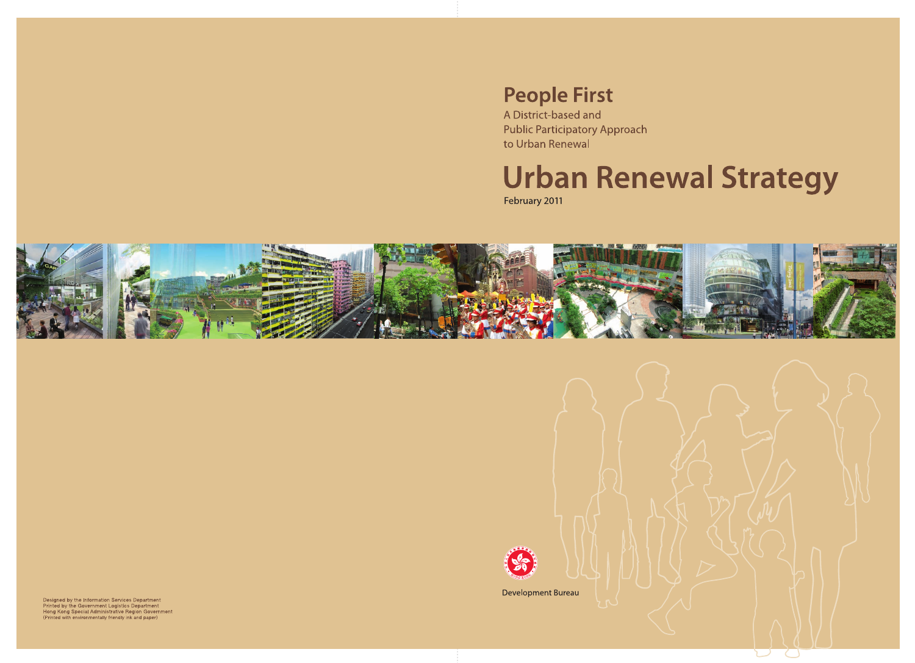# People First

A District-based and Public Participatory Approach to Urban Renewal

# Urban Renewal Strategy

February 2011

Development Bureau

Designed by the Information Services Department
Printed by the Government Logistics Department
Hong Kong Special Administrative Region Government
(Printed with environmentally friendly ink and paper)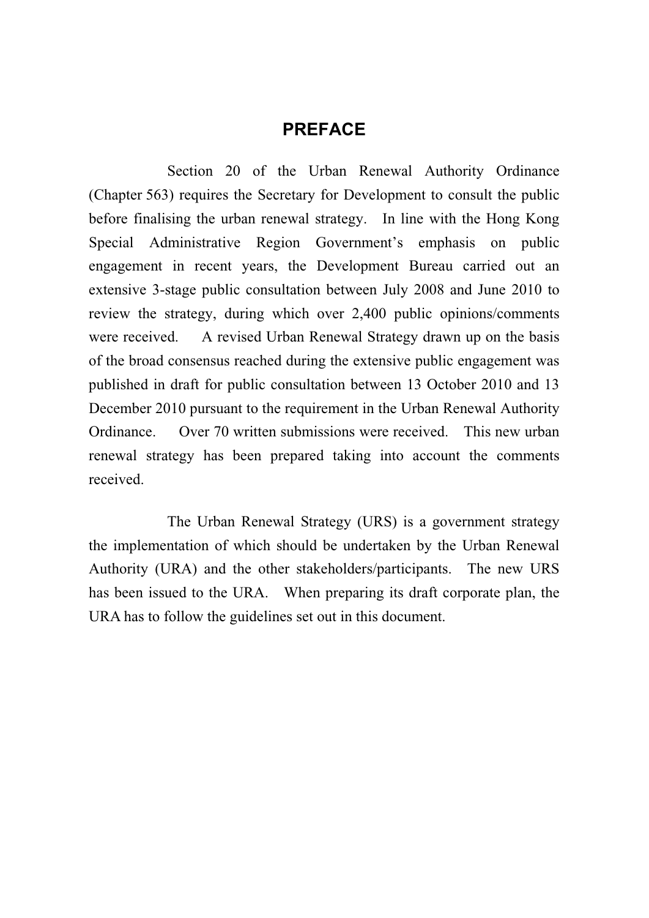# PREFACE

Section 20 of the Urban Renewal Authority Ordinance (Chapter 563) requires the Secretary for Development to consult the public before finalising the urban renewal strategy. In line with the Hong Kong Special Administrative Region Government's emphasis on public engagement in recent years, the Development Bureau carried out an extensive 3-stage public consultation between July 2008 and June 2010 to review the strategy, during which over 2,400 public opinions/comments were received. A revised Urban Renewal Strategy drawn up on the basis of the broad consensus reached during the extensive public engagement was published in draft for public consultation between 13 October 2010 and 13 December 2010 pursuant to the requirement in the Urban Renewal Authority Ordinance. Over 70 written submissions were received. This new urban renewal strategy has been prepared taking into account the comments received.

The Urban Renewal Strategy (URS) is a government strategy the implementation of which should be undertaken by the Urban Renewal Authority (URA) and the other stakeholders/participants. The new URS has been issued to the URA. When preparing its draft corporate plan, the URA has to follow the guidelines set out in this document.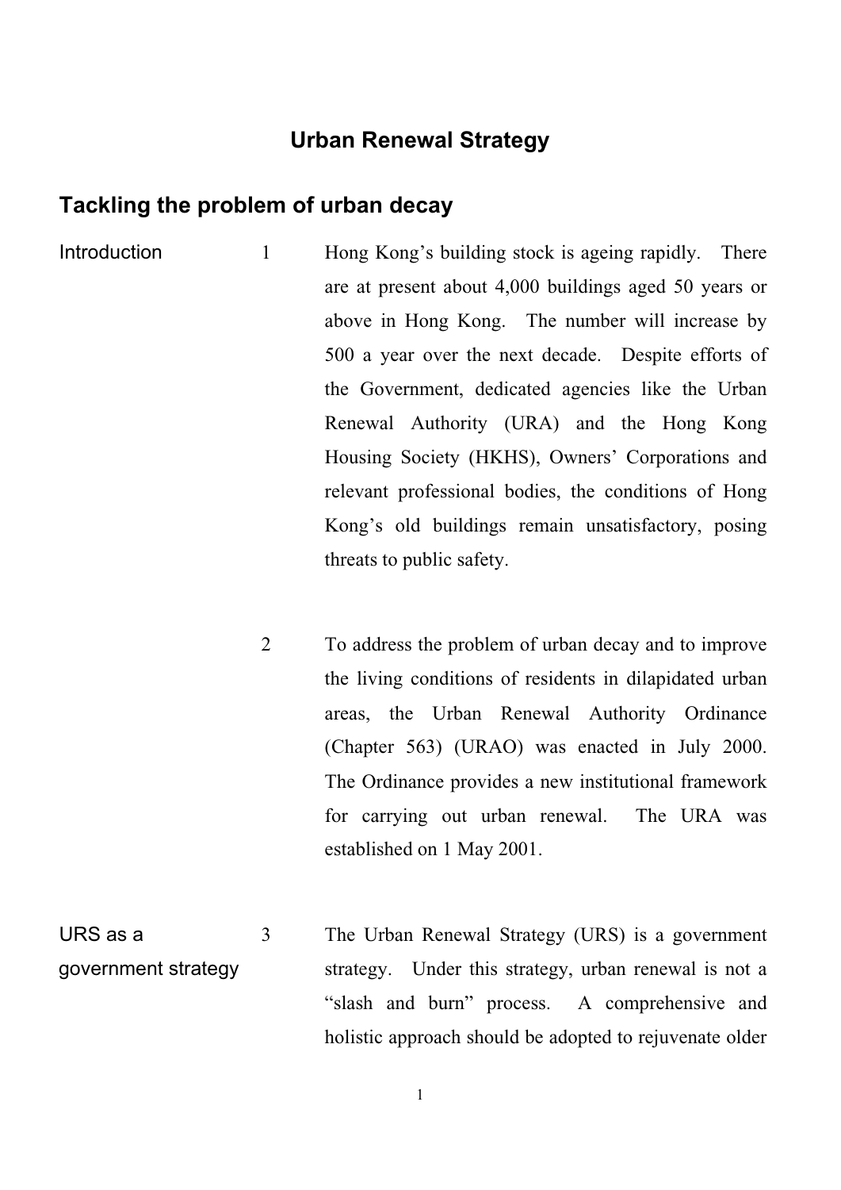# Urban Renewal Strategy

## Tackling the problem of urban decay

**Introduction**

1 Hong Kong's building stock is ageing rapidly. There are at present about 4,000 buildings aged 50 years or above in Hong Kong. The number will increase by 500 a year over the next decade. Despite efforts of the Government, dedicated agencies like the Urban Renewal Authority (URA) and the Hong Kong Housing Society (HKHS), Owners' Corporations and relevant professional bodies, the conditions of Hong Kong's old buildings remain unsatisfactory, posing threats to public safety.

2 To address the problem of urban decay and to improve the living conditions of residents in dilapidated urban areas, the Urban Renewal Authority Ordinance (Chapter 563) (URAO) was enacted in July 2000. The Ordinance provides a new institutional framework for carrying out urban renewal. The URA was established on 1 May 2001.

**URS as a government strategy**

3 The Urban Renewal Strategy (URS) is a government strategy. Under this strategy, urban renewal is not a "slash and burn" process. A comprehensive and holistic approach should be adopted to rejuvenate older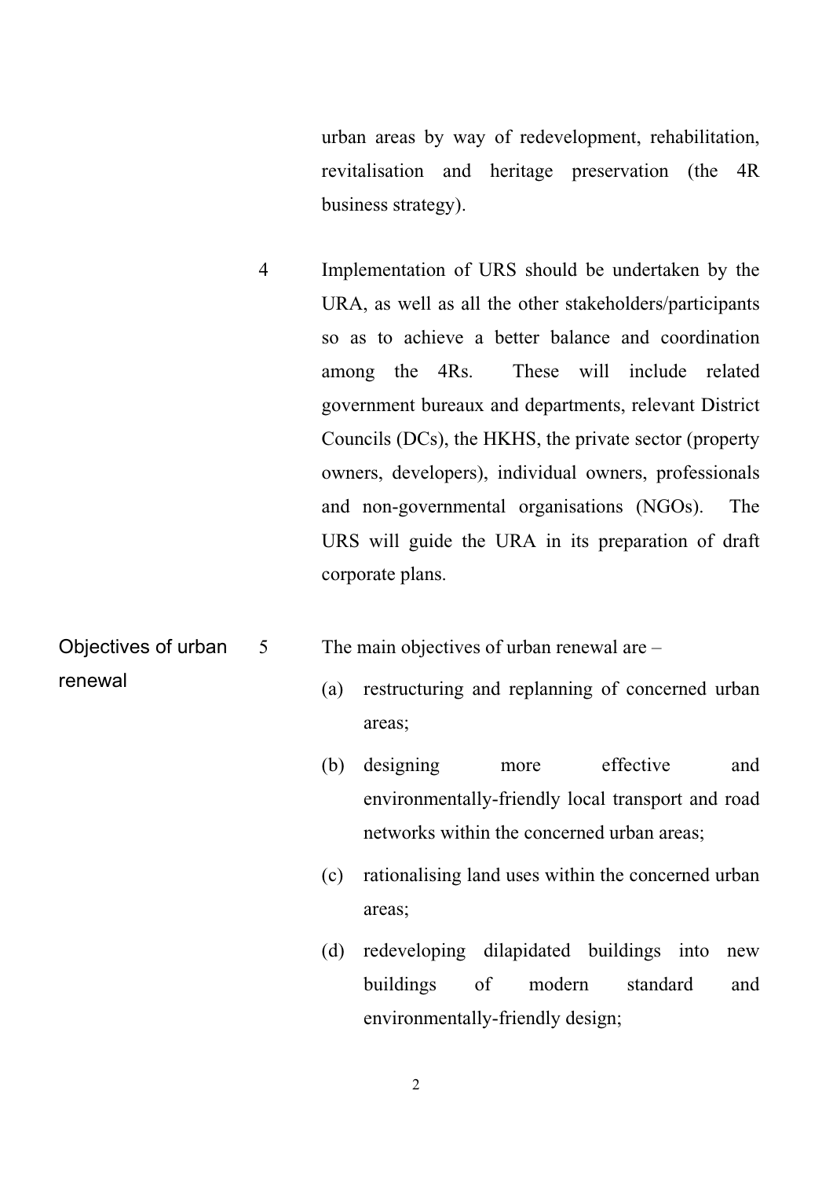urban areas by way of redevelopment, rehabilitation, revitalisation and heritage preservation (the 4R business strategy).

4 Implementation of URS should be undertaken by the URA, as well as all the other stakeholders/participants so as to achieve a better balance and coordination among the 4Rs. These will include related government bureaux and departments, relevant District Councils (DCs), the HKHS, the private sector (property owners, developers), individual owners, professionals and non-governmental organisations (NGOs). The URS will guide the URA in its preparation of draft corporate plans.

**Objectives of urban renewal**

5 The main objectives of urban renewal are –

(a) restructuring and replanning of concerned urban areas;

(b) designing more effective and environmentally-friendly local transport and road networks within the concerned urban areas;

(c) rationalising land uses within the concerned urban areas;

(d) redeveloping dilapidated buildings into new buildings of modern standard and environmentally-friendly design;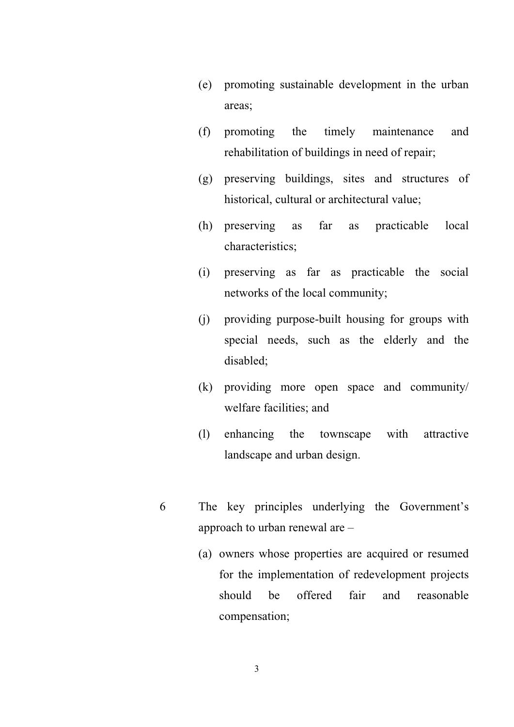(e) promoting sustainable development in the urban areas;

(f) promoting the timely maintenance and rehabilitation of buildings in need of repair;

(g) preserving buildings, sites and structures of historical, cultural or architectural value;

(h) preserving as far as practicable local characteristics;

(i) preserving as far as practicable the social networks of the local community;

(j) providing purpose-built housing for groups with special needs, such as the elderly and the disabled;

(k) providing more open space and community/ welfare facilities; and

(l) enhancing the townscape with attractive landscape and urban design.

6 The key principles underlying the Government's approach to urban renewal are –

(a) owners whose properties are acquired or resumed for the implementation of redevelopment projects should be offered fair and reasonable compensation;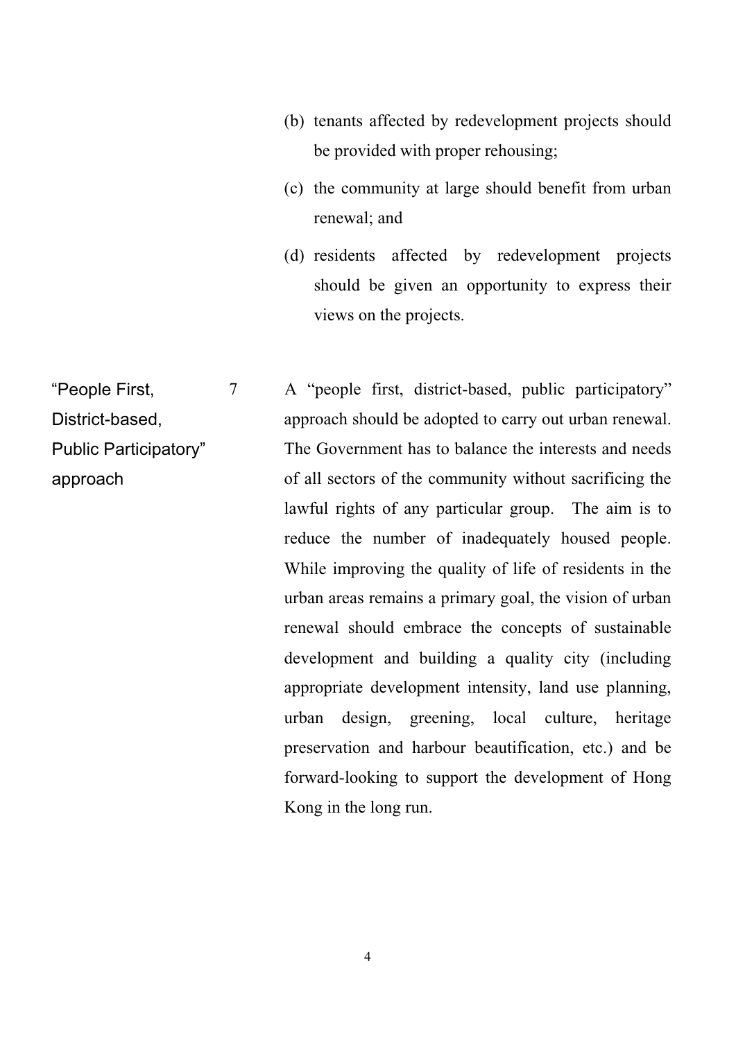(b) tenants affected by redevelopment projects should be provided with proper rehousing;

(c) the community at large should benefit from urban renewal; and

(d) residents affected by redevelopment projects should be given an opportunity to express their views on the projects.

**"People First, District-based, Public Participatory" approach**

7 A "people first, district-based, public participatory" approach should be adopted to carry out urban renewal. The Government has to balance the interests and needs of all sectors of the community without sacrificing the lawful rights of any particular group. The aim is to reduce the number of inadequately housed people. While improving the quality of life of residents in the urban areas remains a primary goal, the vision of urban renewal should embrace the concepts of sustainable development and building a quality city (including appropriate development intensity, land use planning, urban design, greening, local culture, heritage preservation and harbour beautification, etc.) and be forward-looking to support the development of Hong Kong in the long run.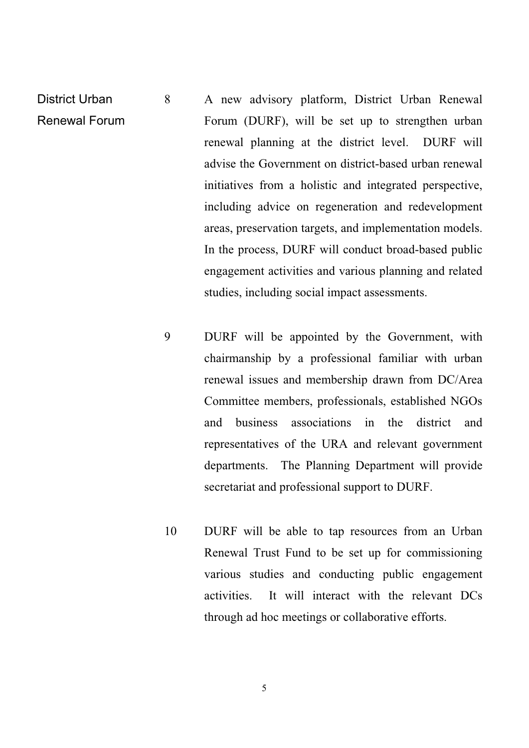### District Urban Renewal Forum

8 A new advisory platform, District Urban Renewal Forum (DURF), will be set up to strengthen urban renewal planning at the district level. DURF will advise the Government on district-based urban renewal initiatives from a holistic and integrated perspective, including advice on regeneration and redevelopment areas, preservation targets, and implementation models. In the process, DURF will conduct broad-based public engagement activities and various planning and related studies, including social impact assessments.

9 DURF will be appointed by the Government, with chairmanship by a professional familiar with urban renewal issues and membership drawn from DC/Area Committee members, professionals, established NGOs and business associations in the district and representatives of the URA and relevant government departments. The Planning Department will provide secretariat and professional support to DURF.

10 DURF will be able to tap resources from an Urban Renewal Trust Fund to be set up for commissioning various studies and conducting public engagement activities. It will interact with the relevant DCs through ad hoc meetings or collaborative efforts.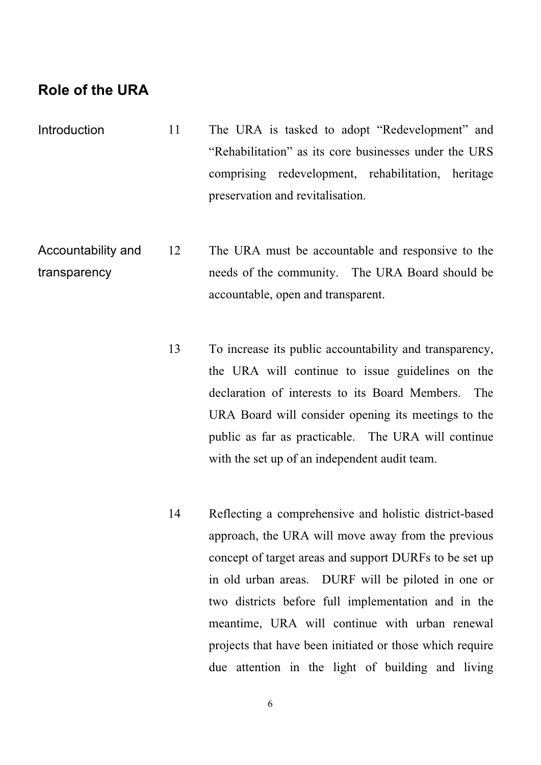## Role of the URA

**Introduction**

11 The URA is tasked to adopt “Redevelopment” and “Rehabilitation” as its core businesses under the URS comprising redevelopment, rehabilitation, heritage preservation and revitalisation.

**Accountability and transparency**

12 The URA must be accountable and responsive to the needs of the community. The URA Board should be accountable, open and transparent.

13 To increase its public accountability and transparency, the URA will continue to issue guidelines on the declaration of interests to its Board Members. The URA Board will consider opening its meetings to the public as far as practicable. The URA will continue with the set up of an independent audit team.

14 Reflecting a comprehensive and holistic district-based approach, the URA will move away from the previous concept of target areas and support DURFs to be set up in old urban areas. DURF will be piloted in one or two districts before full implementation and in the meantime, URA will continue with urban renewal projects that have been initiated or those which require due attention in the light of building and living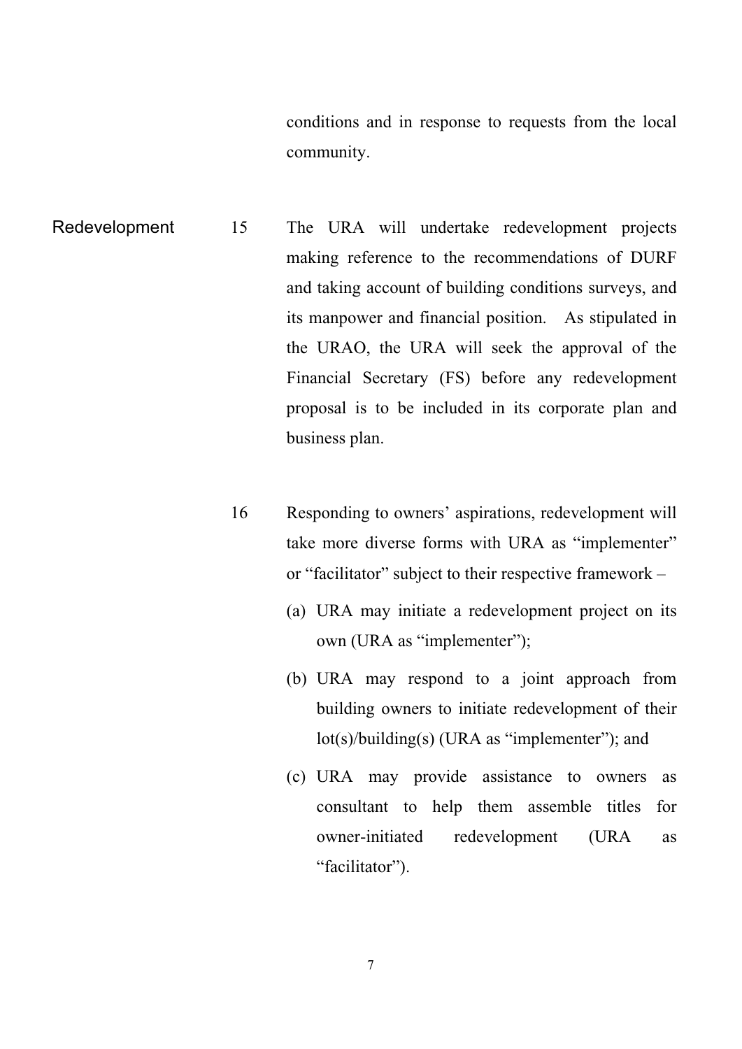conditions and in response to requests from the local community.

## Redevelopment

15 The URA will undertake redevelopment projects making reference to the recommendations of DURF and taking account of building conditions surveys, and its manpower and financial position. As stipulated in the URAO, the URA will seek the approval of the Financial Secretary (FS) before any redevelopment proposal is to be included in its corporate plan and business plan.

16 Responding to owners' aspirations, redevelopment will take more diverse forms with URA as "implementer" or "facilitator" subject to their respective framework –

(a) URA may initiate a redevelopment project on its own (URA as "implementer");

(b) URA may respond to a joint approach from building owners to initiate redevelopment of their lot(s)/building(s) (URA as "implementer"); and

(c) URA may provide assistance to owners as consultant to help them assemble titles for owner-initiated redevelopment (URA as "facilitator").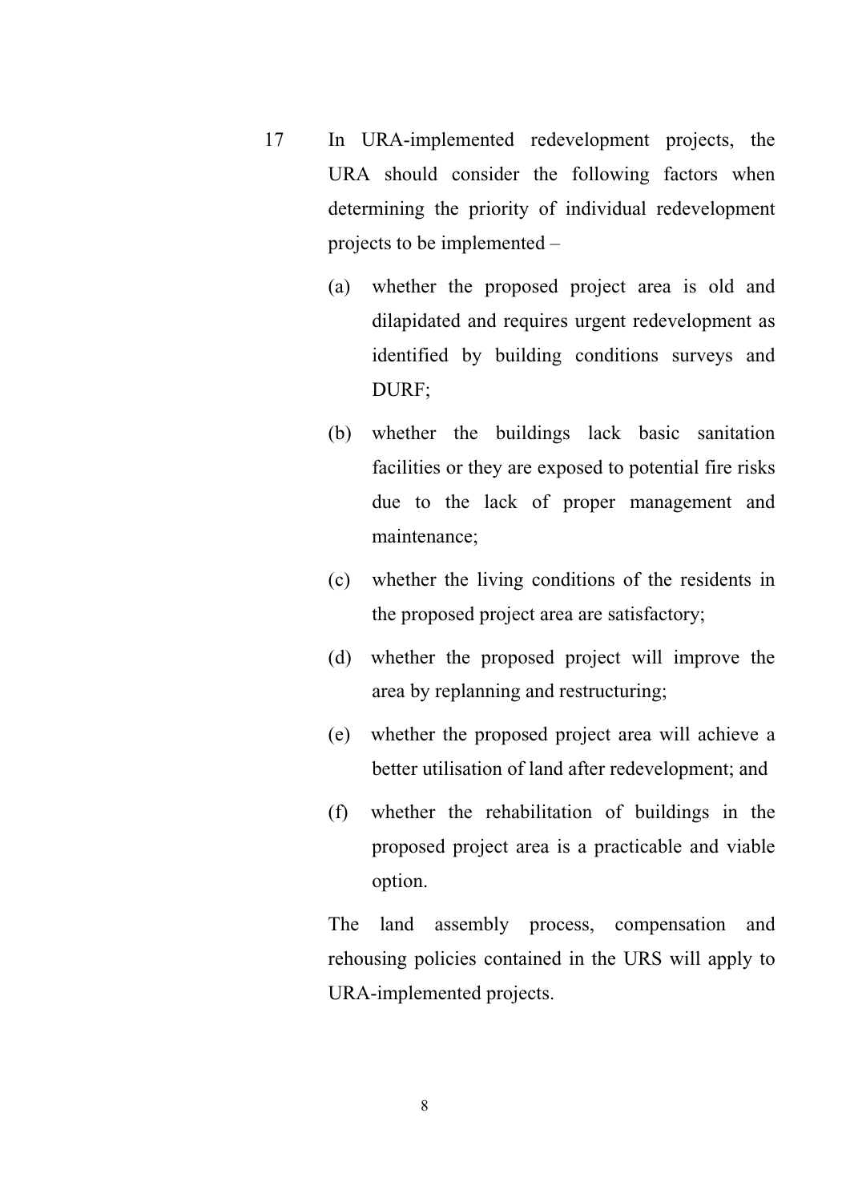17 In URA-implemented redevelopment projects, the URA should consider the following factors when determining the priority of individual redevelopment projects to be implemented –

(a) whether the proposed project area is old and dilapidated and requires urgent redevelopment as identified by building conditions surveys and DURF;

(b) whether the buildings lack basic sanitation facilities or they are exposed to potential fire risks due to the lack of proper management and maintenance;

(c) whether the living conditions of the residents in the proposed project area are satisfactory;

(d) whether the proposed project will improve the area by replanning and restructuring;

(e) whether the proposed project area will achieve a better utilisation of land after redevelopment; and

(f) whether the rehabilitation of buildings in the proposed project area is a practicable and viable option.

The land assembly process, compensation and rehousing policies contained in the URS will apply to URA-implemented projects.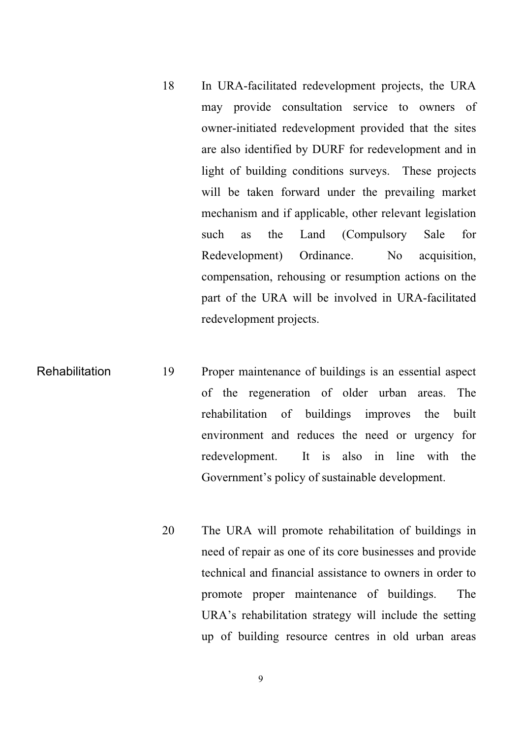18 In URA-facilitated redevelopment projects, the URA may provide consultation service to owners of owner-initiated redevelopment provided that the sites are also identified by DURF for redevelopment and in light of building conditions surveys. These projects will be taken forward under the prevailing market mechanism and if applicable, other relevant legislation such as the Land (Compulsory Sale for Redevelopment) Ordinance. No acquisition, compensation, rehousing or resumption actions on the part of the URA will be involved in URA-facilitated redevelopment projects.

## Rehabilitation

19 Proper maintenance of buildings is an essential aspect of the regeneration of older urban areas. The rehabilitation of buildings improves the built environment and reduces the need or urgency for redevelopment. It is also in line with the Government's policy of sustainable development.

20 The URA will promote rehabilitation of buildings in need of repair as one of its core businesses and provide technical and financial assistance to owners in order to promote proper maintenance of buildings. The URA's rehabilitation strategy will include the setting up of building resource centres in old urban areas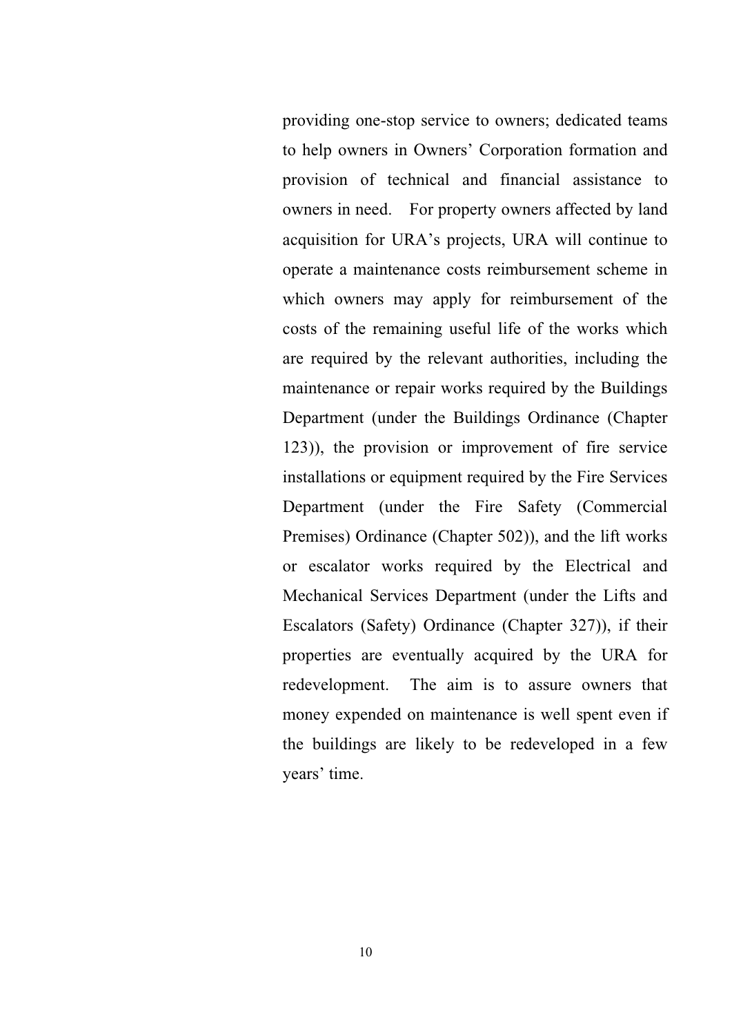providing one-stop service to owners; dedicated teams to help owners in Owners' Corporation formation and provision of technical and financial assistance to owners in need. For property owners affected by land acquisition for URA's projects, URA will continue to operate a maintenance costs reimbursement scheme in which owners may apply for reimbursement of the costs of the remaining useful life of the works which are required by the relevant authorities, including the maintenance or repair works required by the Buildings Department (under the Buildings Ordinance (Chapter 123)), the provision or improvement of fire service installations or equipment required by the Fire Services Department (under the Fire Safety (Commercial Premises) Ordinance (Chapter 502)), and the lift works or escalator works required by the Electrical and Mechanical Services Department (under the Lifts and Escalators (Safety) Ordinance (Chapter 327)), if their properties are eventually acquired by the URA for redevelopment. The aim is to assure owners that money expended on maintenance is well spent even if the buildings are likely to be redeveloped in a few years' time.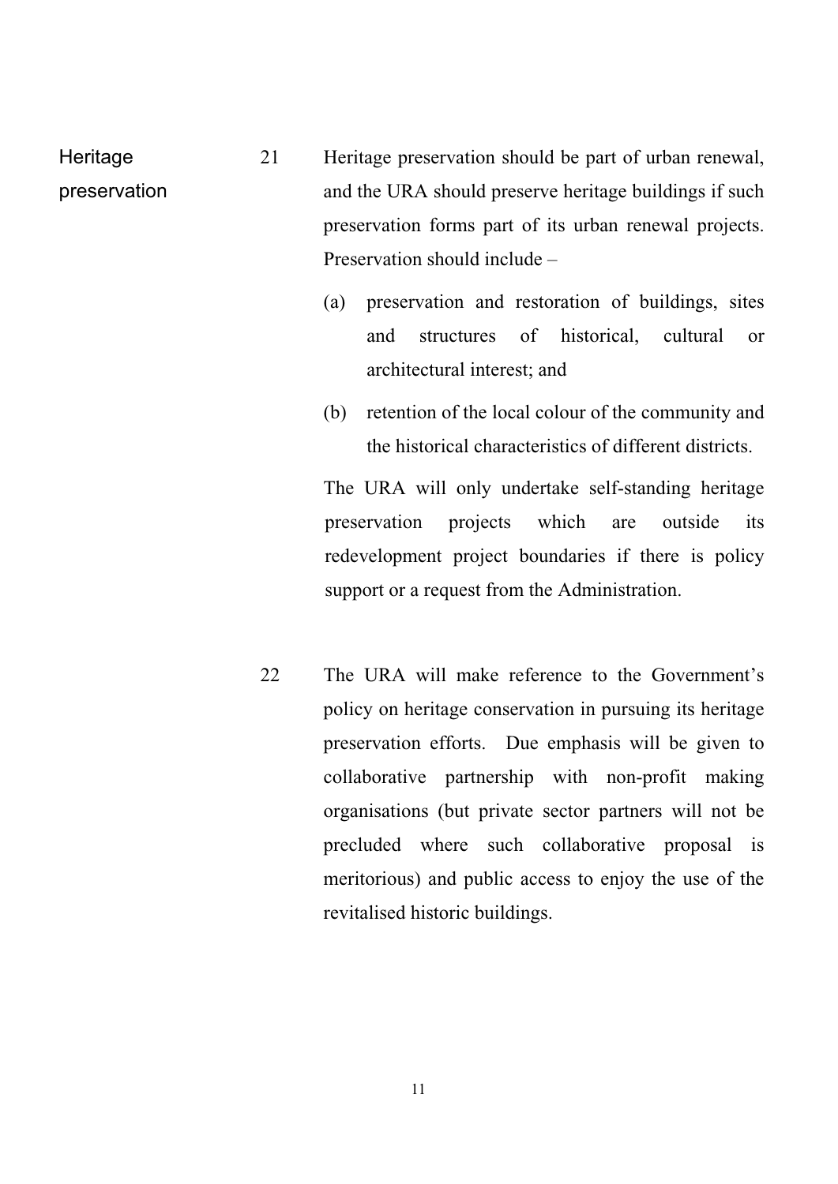### Heritage preservation

21 Heritage preservation should be part of urban renewal, and the URA should preserve heritage buildings if such preservation forms part of its urban renewal projects. Preservation should include –

(a) preservation and restoration of buildings, sites and structures of historical, cultural or architectural interest; and

(b) retention of the local colour of the community and the historical characteristics of different districts.

The URA will only undertake self-standing heritage preservation projects which are outside its redevelopment project boundaries if there is policy support or a request from the Administration.

22 The URA will make reference to the Government's policy on heritage conservation in pursuing its heritage preservation efforts. Due emphasis will be given to collaborative partnership with non-profit making organisations (but private sector partners will not be precluded where such collaborative proposal is meritorious) and public access to enjoy the use of the revitalised historic buildings.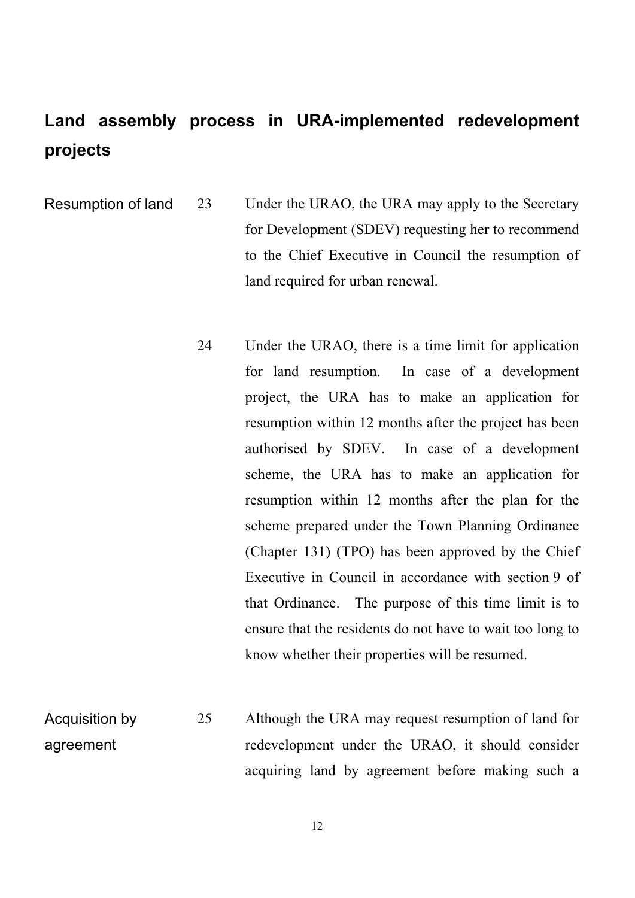## Land assembly process in URA-implemented redevelopment projects

**Resumption of land**

23 Under the URAO, the URA may apply to the Secretary for Development (SDEV) requesting her to recommend to the Chief Executive in Council the resumption of land required for urban renewal.

24 Under the URAO, there is a time limit for application for land resumption. In case of a development project, the URA has to make an application for resumption within 12 months after the project has been authorised by SDEV. In case of a development scheme, the URA has to make an application for resumption within 12 months after the plan for the scheme prepared under the Town Planning Ordinance (Chapter 131) (TPO) has been approved by the Chief Executive in Council in accordance with section 9 of that Ordinance. The purpose of this time limit is to ensure that the residents do not have to wait too long to know whether their properties will be resumed.

**Acquisition by agreement**

25 Although the URA may request resumption of land for redevelopment under the URAO, it should consider acquiring land by agreement before making such a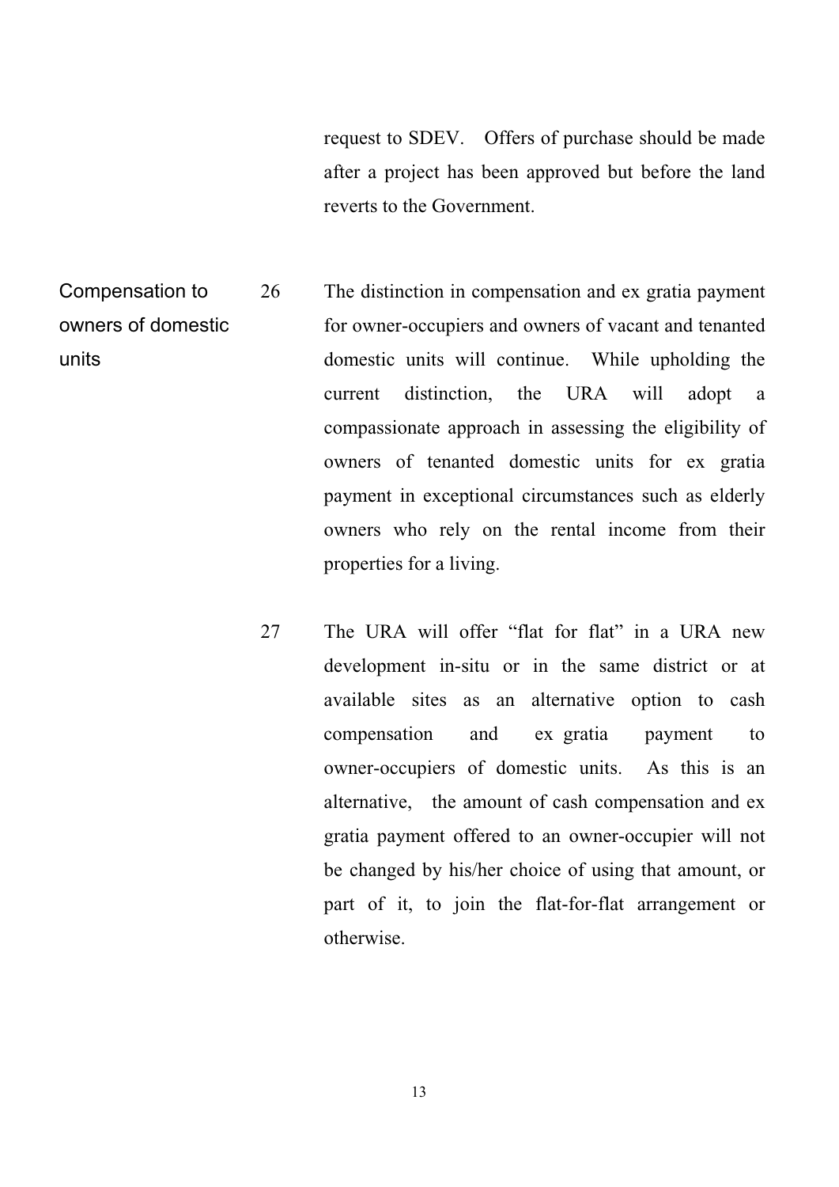request to SDEV. Offers of purchase should be made after a project has been approved but before the land reverts to the Government.

**Compensation to owners of domestic units**

26 The distinction in compensation and ex gratia payment for owner-occupiers and owners of vacant and tenanted domestic units will continue. While upholding the current distinction, the URA will adopt a compassionate approach in assessing the eligibility of owners of tenanted domestic units for ex gratia payment in exceptional circumstances such as elderly owners who rely on the rental income from their properties for a living.

27 The URA will offer "flat for flat" in a URA new development in-situ or in the same district or at available sites as an alternative option to cash compensation and ex gratia payment to owner-occupiers of domestic units. As this is an alternative, the amount of cash compensation and ex gratia payment offered to an owner-occupier will not be changed by his/her choice of using that amount, or part of it, to join the flat-for-flat arrangement or otherwise.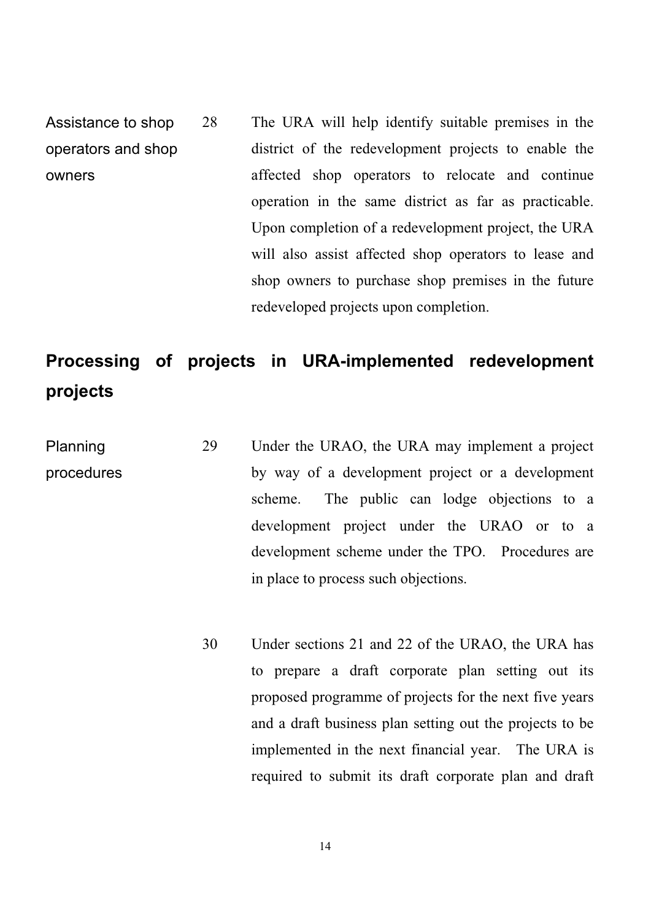**Assistance to shop operators and shop owners**

28 The URA will help identify suitable premises in the district of the redevelopment projects to enable the affected shop operators to relocate and continue operation in the same district as far as practicable. Upon completion of a redevelopment project, the URA will also assist affected shop operators to lease and shop owners to purchase shop premises in the future redeveloped projects upon completion.

## Processing of projects in URA-implemented redevelopment projects

**Planning procedures**

29 Under the URAO, the URA may implement a project by way of a development project or a development scheme. The public can lodge objections to a development project under the URAO or to a development scheme under the TPO. Procedures are in place to process such objections.

30 Under sections 21 and 22 of the URAO, the URA has to prepare a draft corporate plan setting out its proposed programme of projects for the next five years and a draft business plan setting out the projects to be implemented in the next financial year. The URA is required to submit its draft corporate plan and draft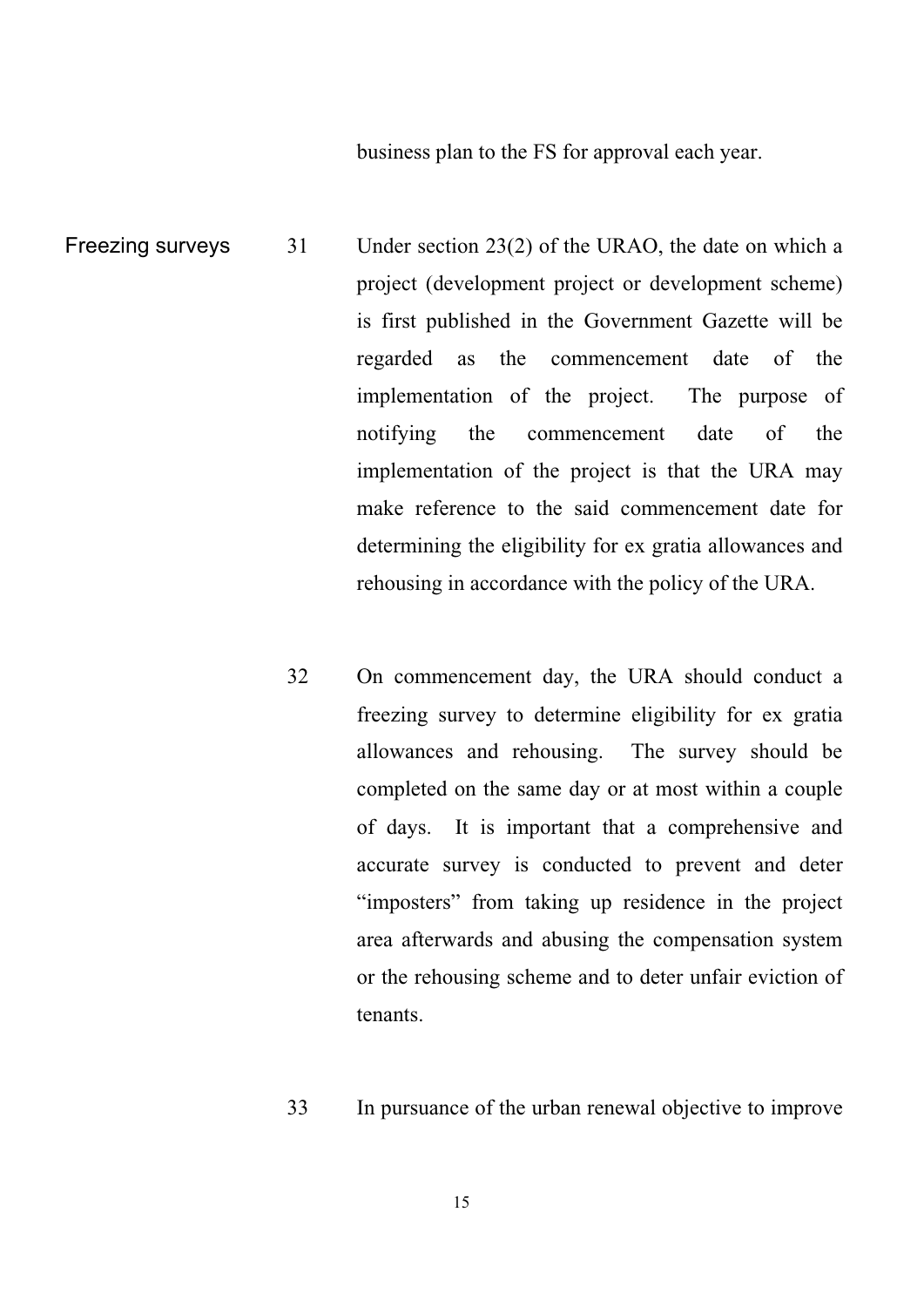business plan to the FS for approval each year.

**Freezing surveys**

31 Under section 23(2) of the URAO, the date on which a project (development project or development scheme) is first published in the Government Gazette will be regarded as the commencement date of the implementation of the project. The purpose of notifying the commencement date of the implementation of the project is that the URA may make reference to the said commencement date for determining the eligibility for ex gratia allowances and rehousing in accordance with the policy of the URA.

32 On commencement day, the URA should conduct a freezing survey to determine eligibility for ex gratia allowances and rehousing. The survey should be completed on the same day or at most within a couple of days. It is important that a comprehensive and accurate survey is conducted to prevent and deter "imposters" from taking up residence in the project area afterwards and abusing the compensation system or the rehousing scheme and to deter unfair eviction of tenants.

33 In pursuance of the urban renewal objective to improve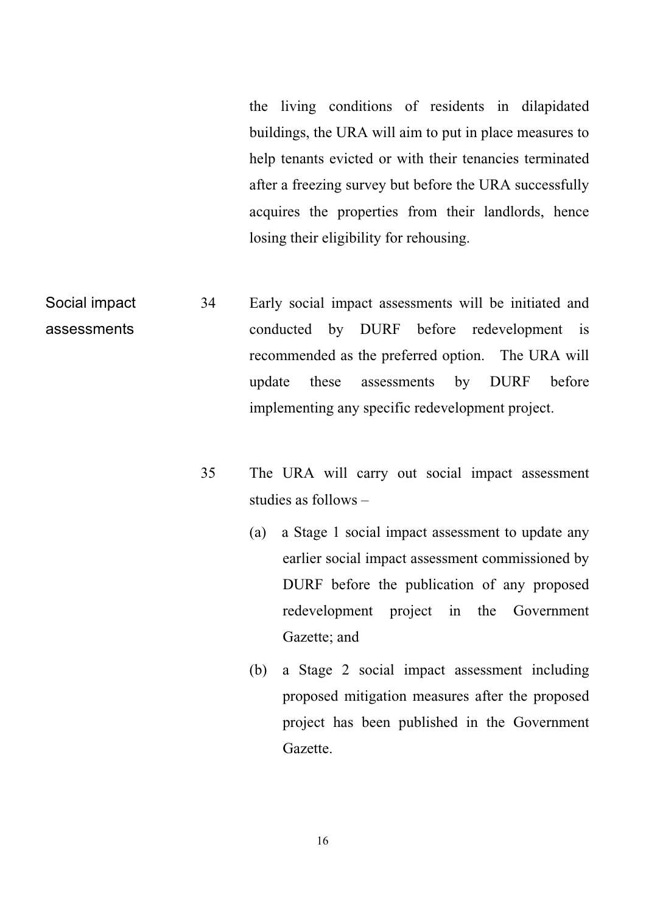the living conditions of residents in dilapidated buildings, the URA will aim to put in place measures to help tenants evicted or with their tenancies terminated after a freezing survey but before the URA successfully acquires the properties from their landlords, hence losing their eligibility for rehousing.

**Social impact assessments**

34 Early social impact assessments will be initiated and conducted by DURF before redevelopment is recommended as the preferred option. The URA will update these assessments by DURF before implementing any specific redevelopment project.

35 The URA will carry out social impact assessment studies as follows –

(a) a Stage 1 social impact assessment to update any earlier social impact assessment commissioned by DURF before the publication of any proposed redevelopment project in the Government Gazette; and

(b) a Stage 2 social impact assessment including proposed mitigation measures after the proposed project has been published in the Government Gazette.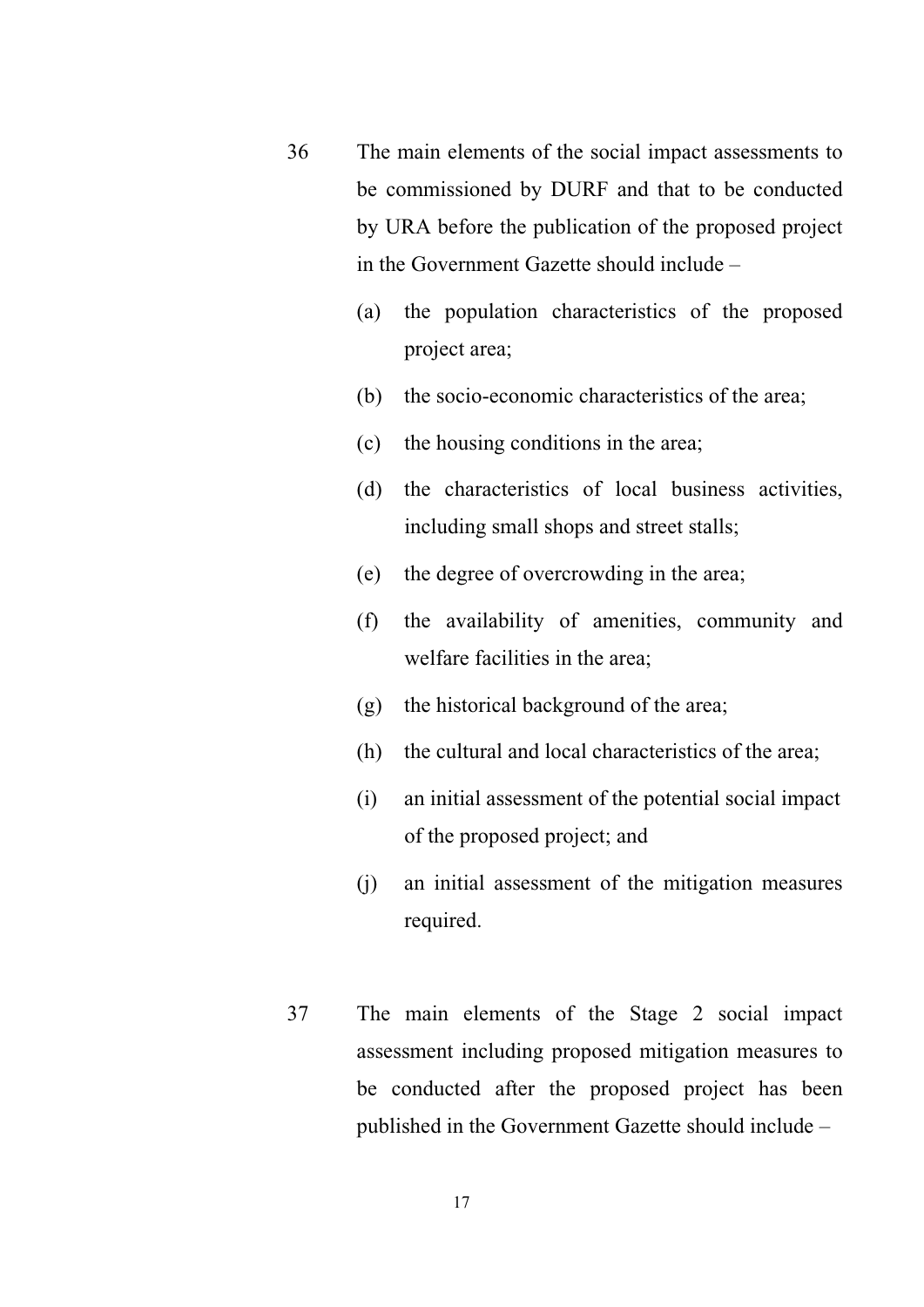36 The main elements of the social impact assessments to be commissioned by DURF and that to be conducted by URA before the publication of the proposed project in the Government Gazette should include –

(a) the population characteristics of the proposed project area;

(b) the socio-economic characteristics of the area;

(c) the housing conditions in the area;

(d) the characteristics of local business activities, including small shops and street stalls;

(e) the degree of overcrowding in the area;

(f) the availability of amenities, community and welfare facilities in the area;

(g) the historical background of the area;

(h) the cultural and local characteristics of the area;

(i) an initial assessment of the potential social impact of the proposed project; and

(j) an initial assessment of the mitigation measures required.

37 The main elements of the Stage 2 social impact assessment including proposed mitigation measures to be conducted after the proposed project has been published in the Government Gazette should include –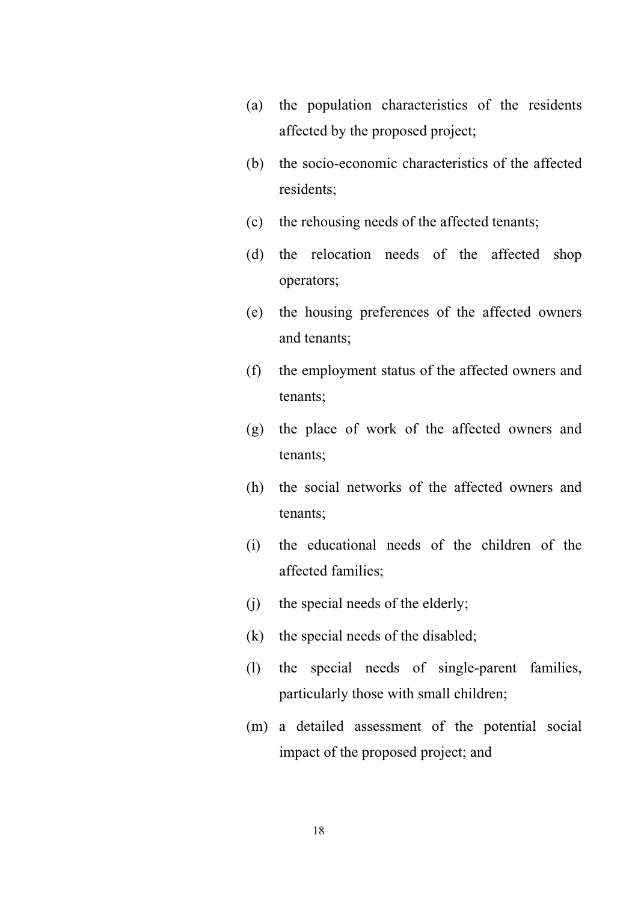(a) the population characteristics of the residents affected by the proposed project;

(b) the socio-economic characteristics of the affected residents;

(c) the rehousing needs of the affected tenants;

(d) the relocation needs of the affected shop operators;

(e) the housing preferences of the affected owners and tenants;

(f) the employment status of the affected owners and tenants;

(g) the place of work of the affected owners and tenants;

(h) the social networks of the affected owners and tenants;

(i) the educational needs of the children of the affected families;

(j) the special needs of the elderly;

(k) the special needs of the disabled;

(l) the special needs of single-parent families, particularly those with small children;

(m) a detailed assessment of the potential social impact of the proposed project; and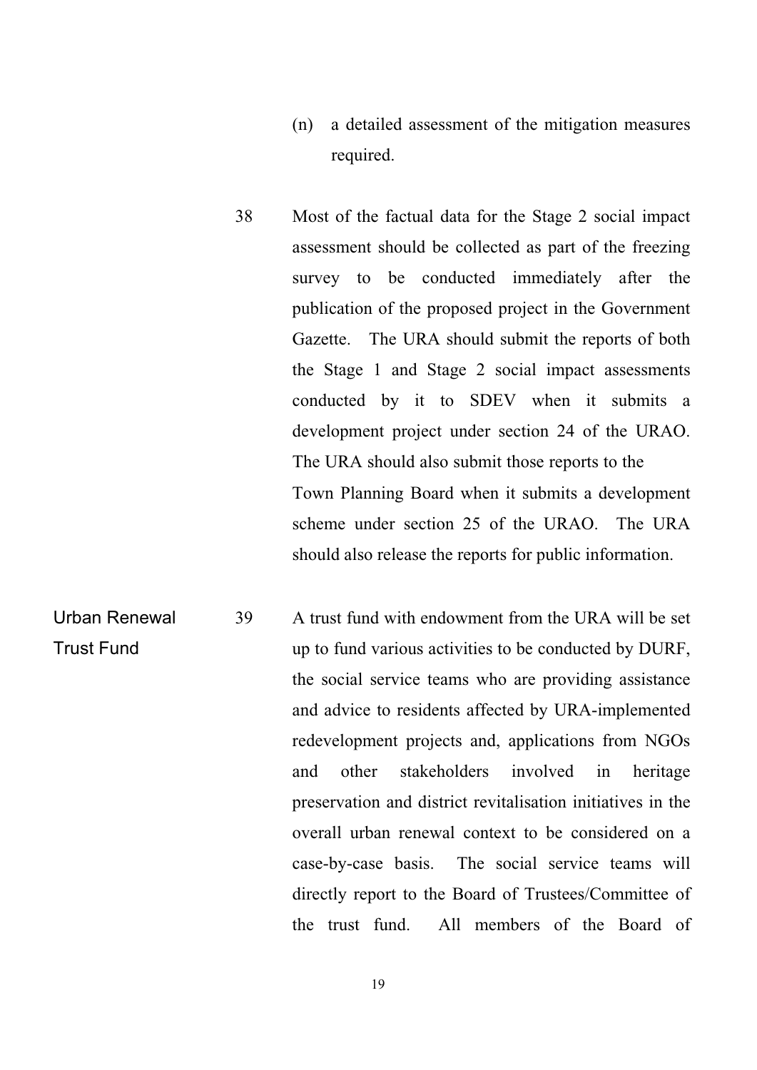(n) a detailed assessment of the mitigation measures required.

38 Most of the factual data for the Stage 2 social impact assessment should be collected as part of the freezing survey to be conducted immediately after the publication of the proposed project in the Government Gazette. The URA should submit the reports of both the Stage 1 and Stage 2 social impact assessments conducted by it to SDEV when it submits a development project under section 24 of the URAO. The URA should also submit those reports to the Town Planning Board when it submits a development scheme under section 25 of the URAO. The URA should also release the reports for public information.

**Urban Renewal Trust Fund**

39 A trust fund with endowment from the URA will be set up to fund various activities to be conducted by DURF, the social service teams who are providing assistance and advice to residents affected by URA-implemented redevelopment projects and, applications from NGOs and other stakeholders involved in heritage preservation and district revitalisation initiatives in the overall urban renewal context to be considered on a case-by-case basis. The social service teams will directly report to the Board of Trustees/Committee of the trust fund. All members of the Board of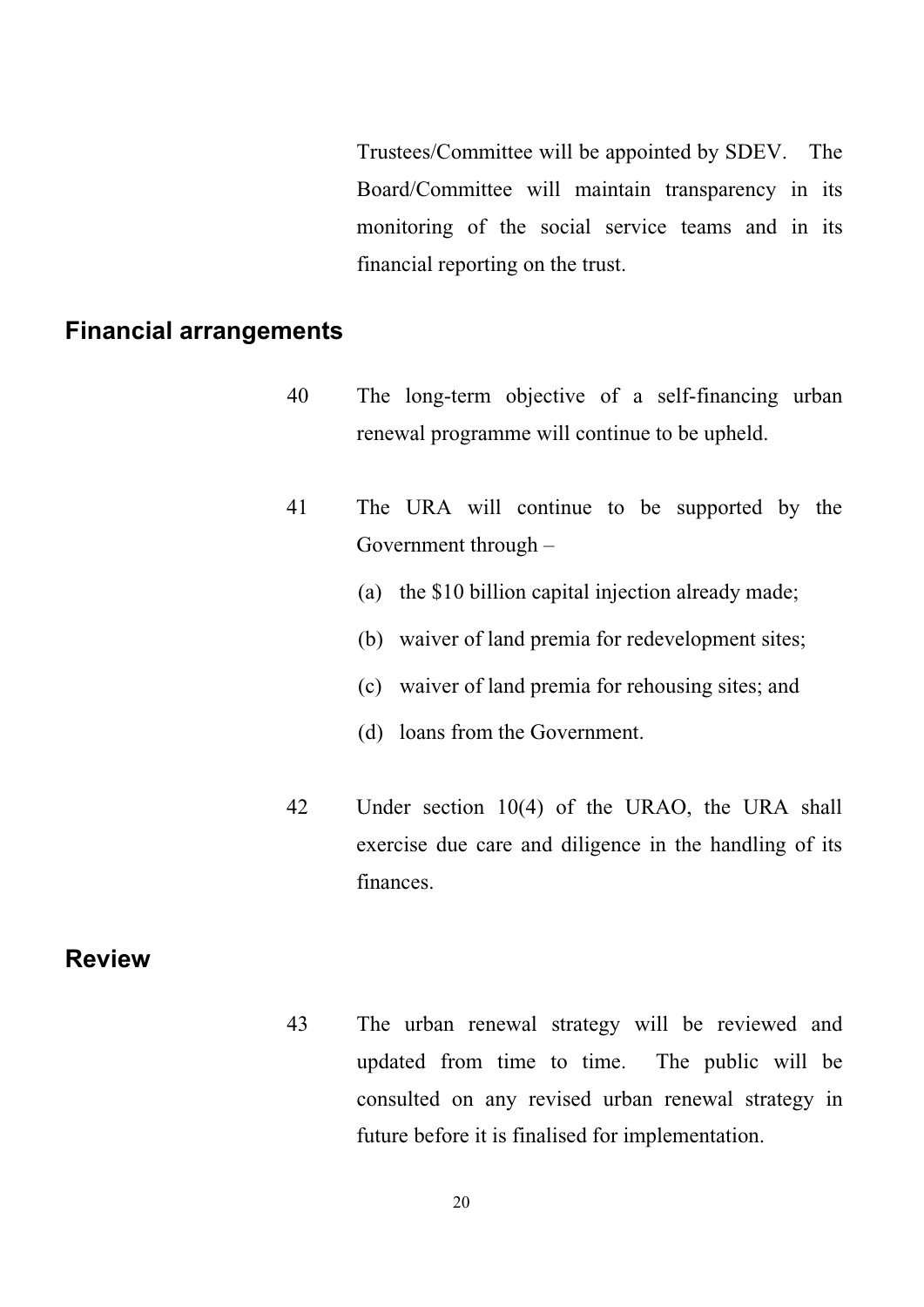Trustees/Committee will be appointed by SDEV. The Board/Committee will maintain transparency in its monitoring of the social service teams and in its financial reporting on the trust.

## Financial arrangements

40 The long-term objective of a self-financing urban renewal programme will continue to be upheld.

41 The URA will continue to be supported by the Government through –

(a) the $10 billion capital injection already made;

(b) waiver of land premia for redevelopment sites;

(c) waiver of land premia for rehousing sites; and

(d) loans from the Government.

42 Under section 10(4) of the URAO, the URA shall exercise due care and diligence in the handling of its finances.

## Review

43 The urban renewal strategy will be reviewed and updated from time to time. The public will be consulted on any revised urban renewal strategy in future before it is finalised for implementation.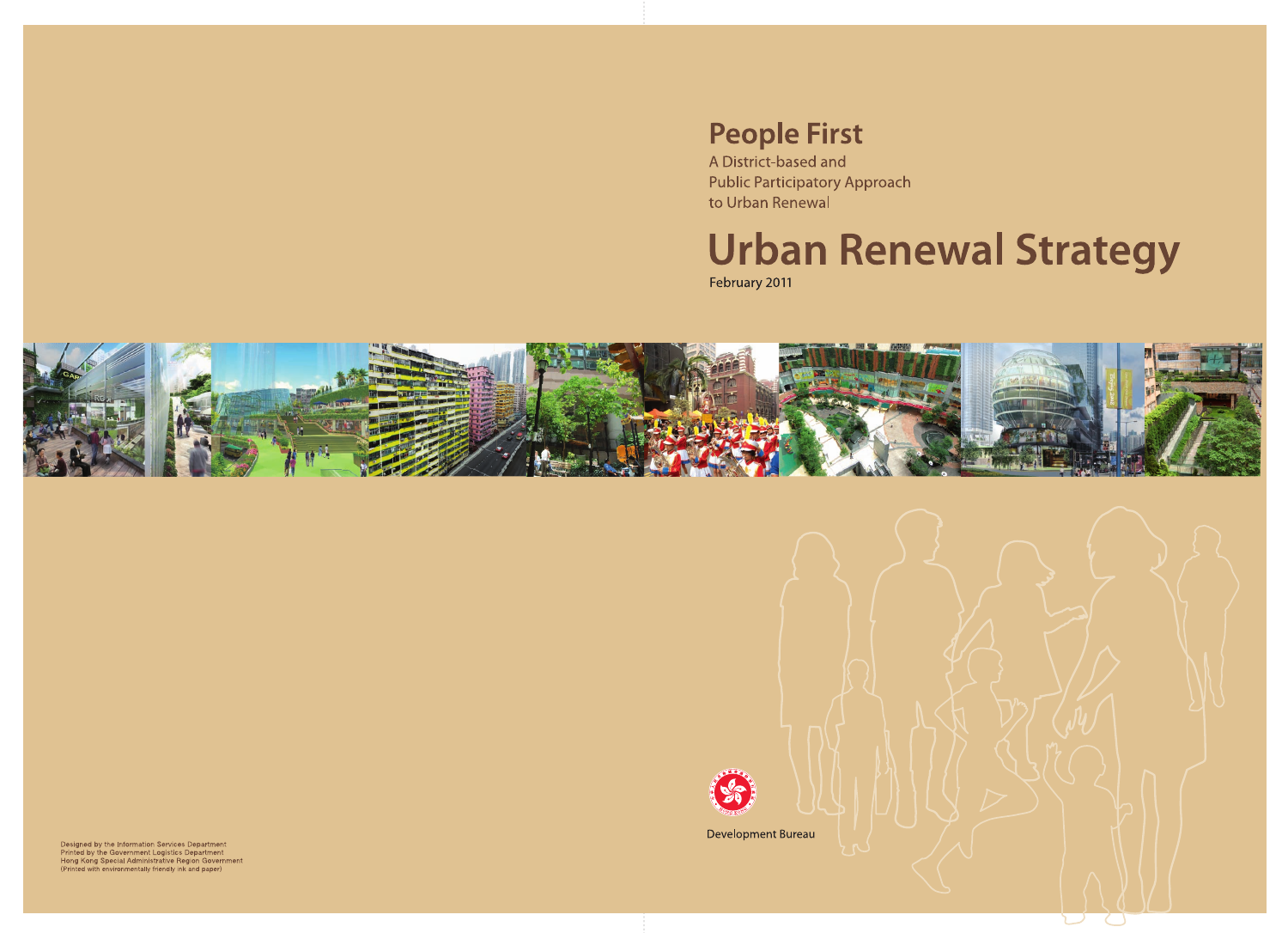# People First

A District-based and Public Participatory Approach to Urban Renewal

# Urban Renewal Strategy

February 2011

Development Bureau

Designed by the Information Services Department
Printed by the Government Logistics Department
Hong Kong Special Administrative Region Government
(Printed with environmentally friendly ink and paper)